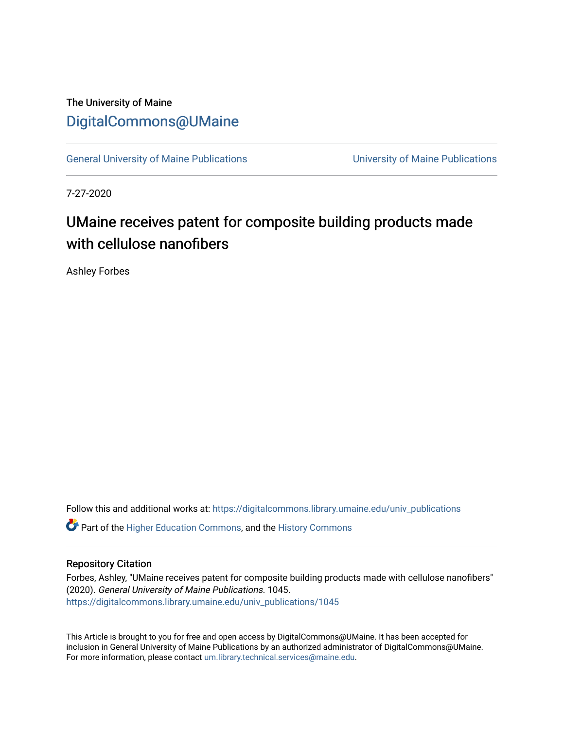The University of Maine

# DigitalCommons@UMaine

General University of Maine Publications | University of Maine Publications

7-27-2020

## UMaine receives patent for composite building products made with cellulose nanofibers

Ashley Forbes

Follow this and additional works at: https://digitalcommons.library.umaine.edu/univ_publications

Part of the Higher Education Commons, and the History Commons

### Repository Citation

Forbes, Ashley, "UMaine receives patent for composite building products made with cellulose nanofibers" (2020). *General University of Maine Publications*. 1045.
https://digitalcommons.library.umaine.edu/univ_publications/1045

This Article is brought to you for free and open access by DigitalCommons@UMaine. It has been accepted for inclusion in General University of Maine Publications by an authorized administrator of DigitalCommons@UMaine. For more information, please contact um.library.technical.services@maine.edu.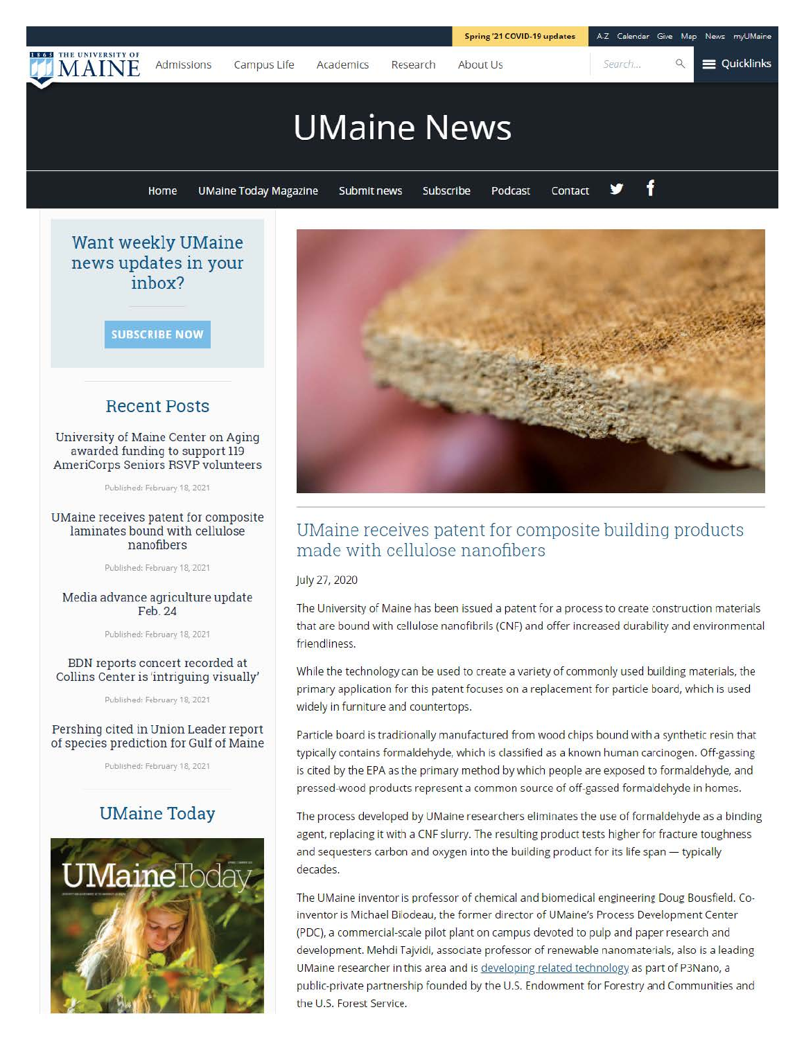Spring '21 COVID-19 updates | A-Z | Calendar | Give | Map | News | myUMaine

THE UNIVERSITY OF MAINE

Admissions | Campus Life | Academics | Research | About Us

# UMaine News

Home | UMaine Today Magazine | Submit news | Subscribe | Podcast | Contact

Want weekly UMaine news updates in your inbox?

SUBSCRIBE NOW

## Recent Posts

University of Maine Center on Aging awarded funding to support 119 AmeriCorps Seniors RSVP volunteers

Published: February 18, 2021

UMaine receives patent for composite laminates bound with cellulose nanofibers

Published: February 18, 2021

Media advance agriculture update Feb. 24

Published: February 18, 2021

BDN reports concert recorded at Collins Center is 'intriguing visually'

Published: February 18, 2021

Pershing cited in Union Leader report of species prediction for Gulf of Maine

Published: February 18, 2021

## UMaine Today

## UMaine receives patent for composite building products made with cellulose nanofibers

July 27, 2020

The University of Maine has been issued a patent for a process to create construction materials that are bound with cellulose nanofibrils (CNF) and offer increased durability and environmental friendliness.

While the technology can be used to create a variety of commonly used building materials, the primary application for this patent focuses on a replacement for particle board, which is used widely in furniture and countertops.

Particle board is traditionally manufactured from wood chips bound with a synthetic resin that typically contains formaldehyde, which is classified as a known human carcinogen. Off-gassing is cited by the EPA as the primary method by which people are exposed to formaldehyde, and pressed-wood products represent a common source of off-gassed formaldehyde in homes.

The process developed by UMaine researchers eliminates the use of formaldehyde as a binding agent, replacing it with a CNF slurry. The resulting product tests higher for fracture toughness and sequesters carbon and oxygen into the building product for its life span — typically decades.

The UMaine inventor is professor of chemical and biomedical engineering Doug Bousfield. Co-inventor is Michael Bilodeau, the former director of UMaine's Process Development Center (PDC), a commercial-scale pilot plant on campus devoted to pulp and paper research and development. Mehdi Tajvidi, associate professor of renewable nanomaterials, also is a leading UMaine researcher in this area and is developing related technology as part of P3Nano, a public-private partnership founded by the U.S. Endowment for Forestry and Communities and the U.S. Forest Service.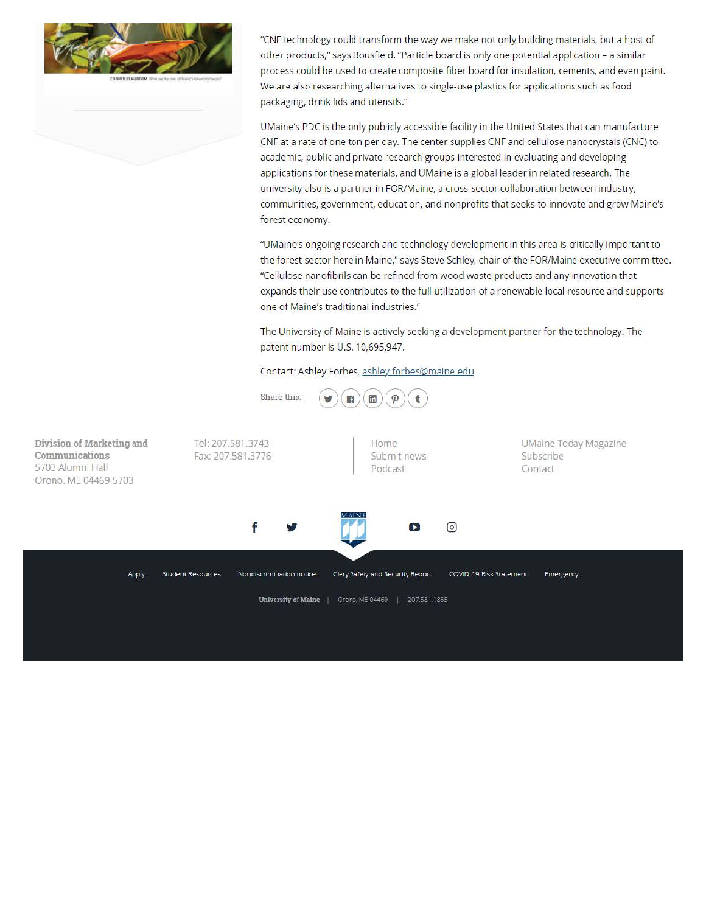"CNF technology could transform the way we make not only building materials, but a host of other products," says Bousfield. "Particle board is only one potential application – a similar process could be used to create composite fiber board for insulation, cements, and even paint. We are also researching alternatives to single-use plastics for applications such as food packaging, drink lids and utensils."

UMaine's PDC is the only publicly accessible facility in the United States that can manufacture CNF at a rate of one ton per day. The center supplies CNF and cellulose nanocrystals (CNC) to academic, public and private research groups interested in evaluating and developing applications for these materials, and UMaine is a global leader in related research. The university also is a partner in FOR/Maine, a cross-sector collaboration between industry, communities, government, education, and nonprofits that seeks to innovate and grow Maine's forest economy.

"UMaine's ongoing research and technology development in this area is critically important to the forest sector here in Maine," says Steve Schley, chair of the FOR/Maine executive committee. "Cellulose nanofibrils can be refined from wood waste products and any innovation that expands their use contributes to the full utilization of a renewable local resource and supports one of Maine's traditional industries."

The University of Maine is actively seeking a development partner for the technology. The patent number is U.S. 10,695,947.

Contact: Ashley Forbes, ashley.forbes@maine.edu

Share this:

**Division of Marketing and Communications**
5703 Alumni Hall
Orono, ME 04469-5703

Tel: 207.581.3743
Fax: 207.581.3776

Home
Submit news
Podcast

UMaine Today Magazine
Subscribe
Contact

Apply | Student Resources | Nondiscrimination notice | Clery Safety and Security Report | COVID-19 Risk Statement | Emergency

**University of Maine** | Orono, ME 04469 | 207.581.1865